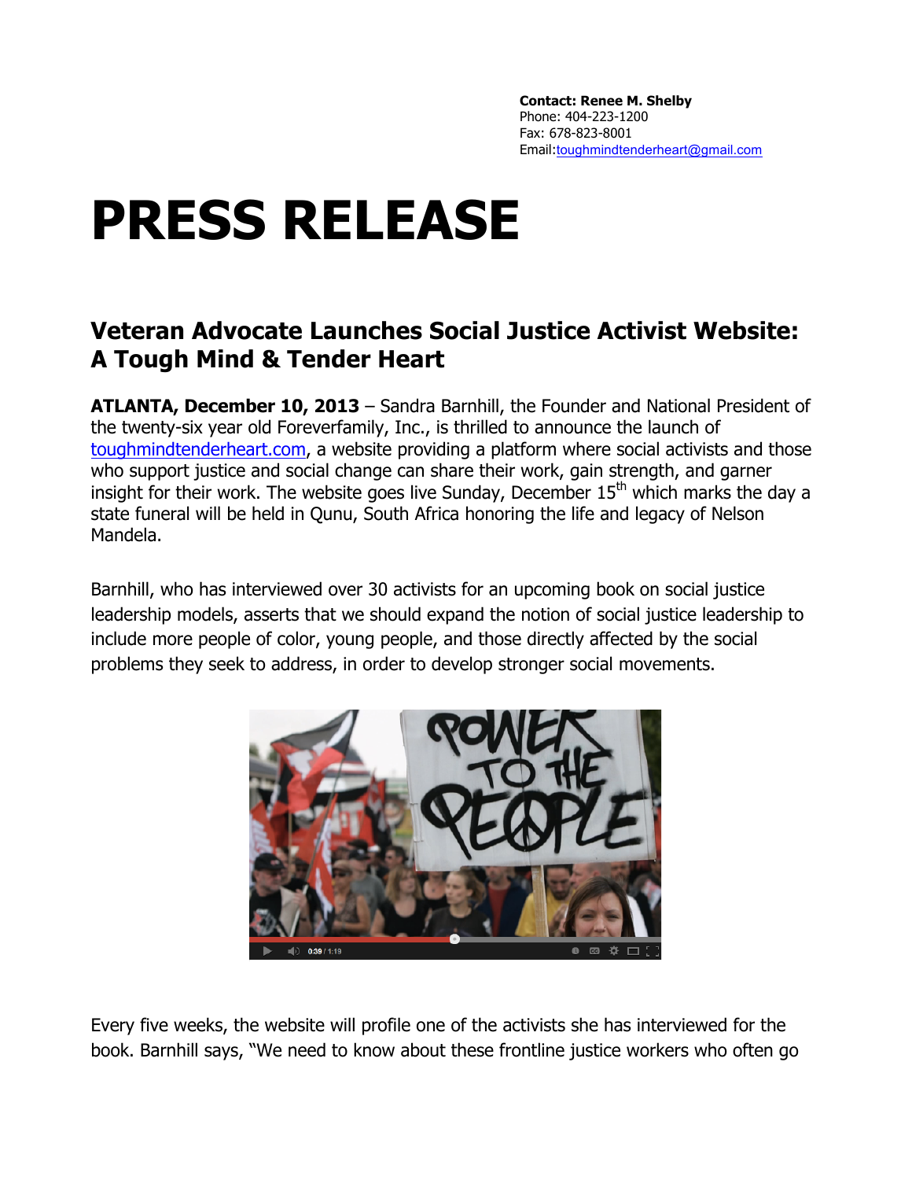**Contact: Renee M. Shelby**
Phone: 404-223-1200
Fax: 678-823-8001
Email:toughmindtenderheart@gmail.com

# PRESS RELEASE

## Veteran Advocate Launches Social Justice Activist Website: A Tough Mind & Tender Heart

**ATLANTA, December 10, 2013** – Sandra Barnhill, the Founder and National President of the twenty-six year old Foreverfamily, Inc., is thrilled to announce the launch of toughmindtenderheart.com, a website providing a platform where social activists and those who support justice and social change can share their work, gain strength, and garner insight for their work. The website goes live Sunday, December 15th which marks the day a state funeral will be held in Qunu, South Africa honoring the life and legacy of Nelson Mandela.

Barnhill, who has interviewed over 30 activists for an upcoming book on social justice leadership models, asserts that we should expand the notion of social justice leadership to include more people of color, young people, and those directly affected by the social problems they seek to address, in order to develop stronger social movements.

Every five weeks, the website will profile one of the activists she has interviewed for the book. Barnhill says, "We need to know about these frontline justice workers who often go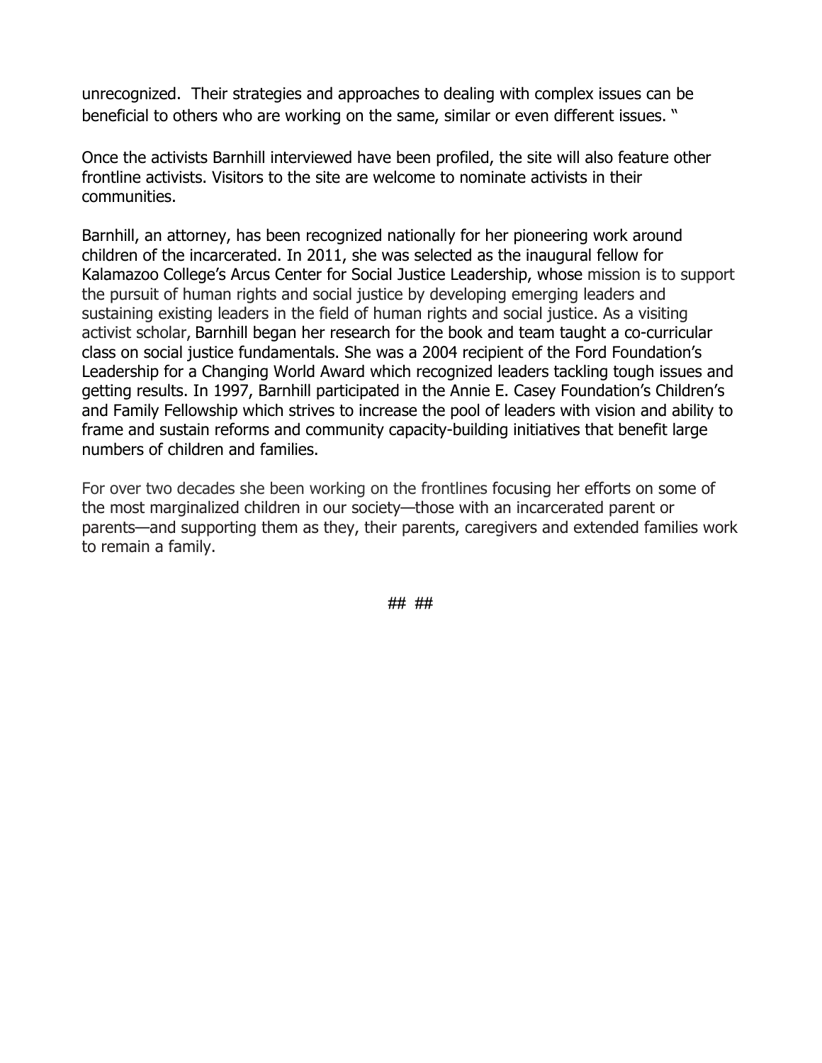unrecognized. Their strategies and approaches to dealing with complex issues can be beneficial to others who are working on the same, similar or even different issues. "

Once the activists Barnhill interviewed have been profiled, the site will also feature other frontline activists. Visitors to the site are welcome to nominate activists in their communities.

Barnhill, an attorney, has been recognized nationally for her pioneering work around children of the incarcerated. In 2011, she was selected as the inaugural fellow for Kalamazoo College's Arcus Center for Social Justice Leadership, whose mission is to support the pursuit of human rights and social justice by developing emerging leaders and sustaining existing leaders in the field of human rights and social justice. As a visiting activist scholar, Barnhill began her research for the book and team taught a co-curricular class on social justice fundamentals. She was a 2004 recipient of the Ford Foundation's Leadership for a Changing World Award which recognized leaders tackling tough issues and getting results. In 1997, Barnhill participated in the Annie E. Casey Foundation's Children's and Family Fellowship which strives to increase the pool of leaders with vision and ability to frame and sustain reforms and community capacity-building initiatives that benefit large numbers of children and families.

For over two decades she been working on the frontlines focusing her efforts on some of the most marginalized children in our society—those with an incarcerated parent or parents—and supporting them as they, their parents, caregivers and extended families work to remain a family.

## ##